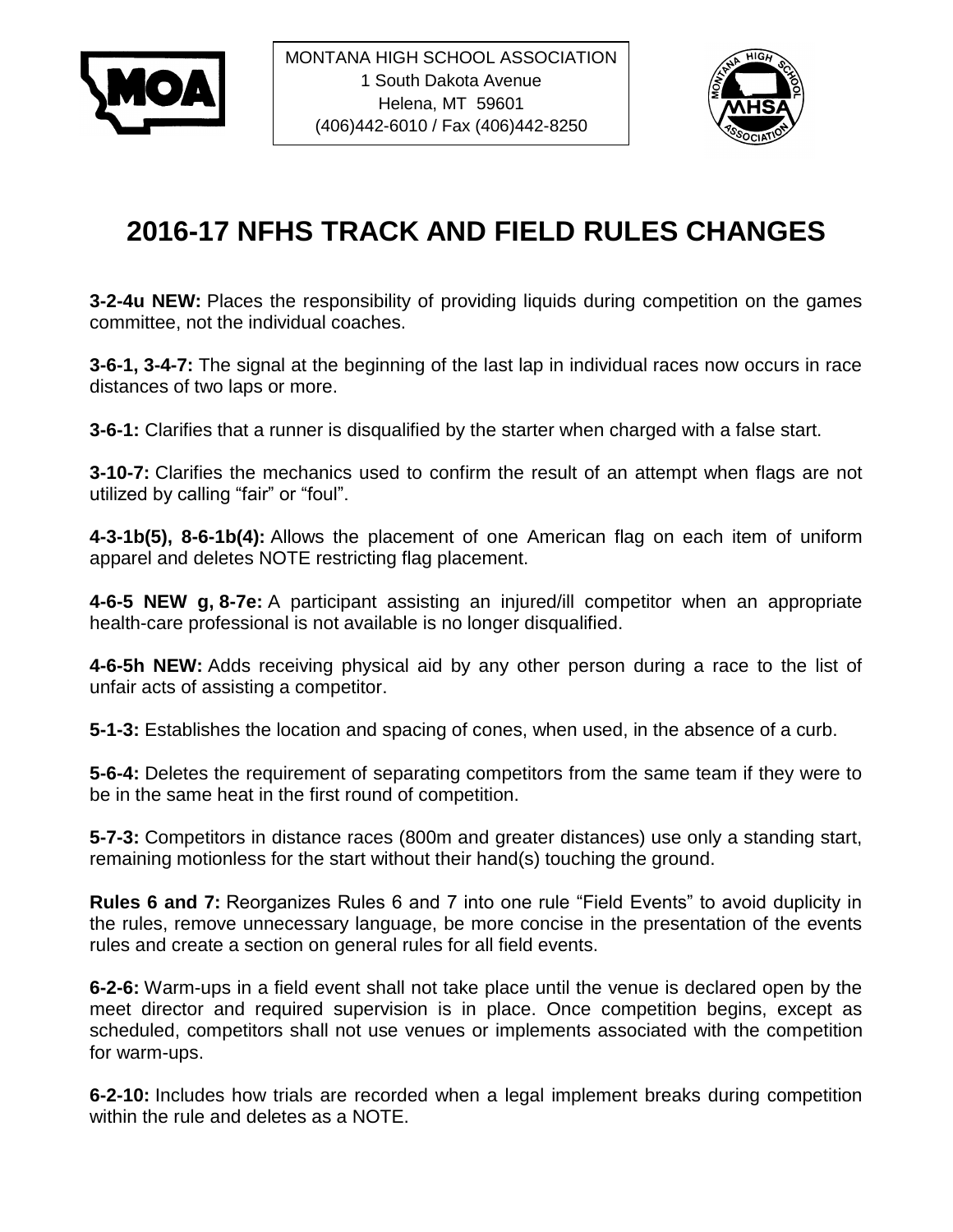MONTANA HIGH SCHOOL ASSOCIATION
1 South Dakota Avenue
Helena, MT 59601
(406)442-6010 / Fax (406)442-8250

# 2016-17 NFHS TRACK AND FIELD RULES CHANGES

**3-2-4u NEW:** Places the responsibility of providing liquids during competition on the games committee, not the individual coaches.

**3-6-1, 3-4-7:** The signal at the beginning of the last lap in individual races now occurs in race distances of two laps or more.

**3-6-1:** Clarifies that a runner is disqualified by the starter when charged with a false start.

**3-10-7:** Clarifies the mechanics used to confirm the result of an attempt when flags are not utilized by calling "fair" or "foul".

**4-3-1b(5), 8-6-1b(4):** Allows the placement of one American flag on each item of uniform apparel and deletes NOTE restricting flag placement.

**4-6-5 NEW g, 8-7e:** A participant assisting an injured/ill competitor when an appropriate health-care professional is not available is no longer disqualified.

**4-6-5h NEW:** Adds receiving physical aid by any other person during a race to the list of unfair acts of assisting a competitor.

**5-1-3:** Establishes the location and spacing of cones, when used, in the absence of a curb.

**5-6-4:** Deletes the requirement of separating competitors from the same team if they were to be in the same heat in the first round of competition.

**5-7-3:** Competitors in distance races (800m and greater distances) use only a standing start, remaining motionless for the start without their hand(s) touching the ground.

**Rules 6 and 7:** Reorganizes Rules 6 and 7 into one rule "Field Events" to avoid duplicity in the rules, remove unnecessary language, be more concise in the presentation of the events rules and create a section on general rules for all field events.

**6-2-6:** Warm-ups in a field event shall not take place until the venue is declared open by the meet director and required supervision is in place. Once competition begins, except as scheduled, competitors shall not use venues or implements associated with the competition for warm-ups.

**6-2-10:** Includes how trials are recorded when a legal implement breaks during competition within the rule and deletes as a NOTE.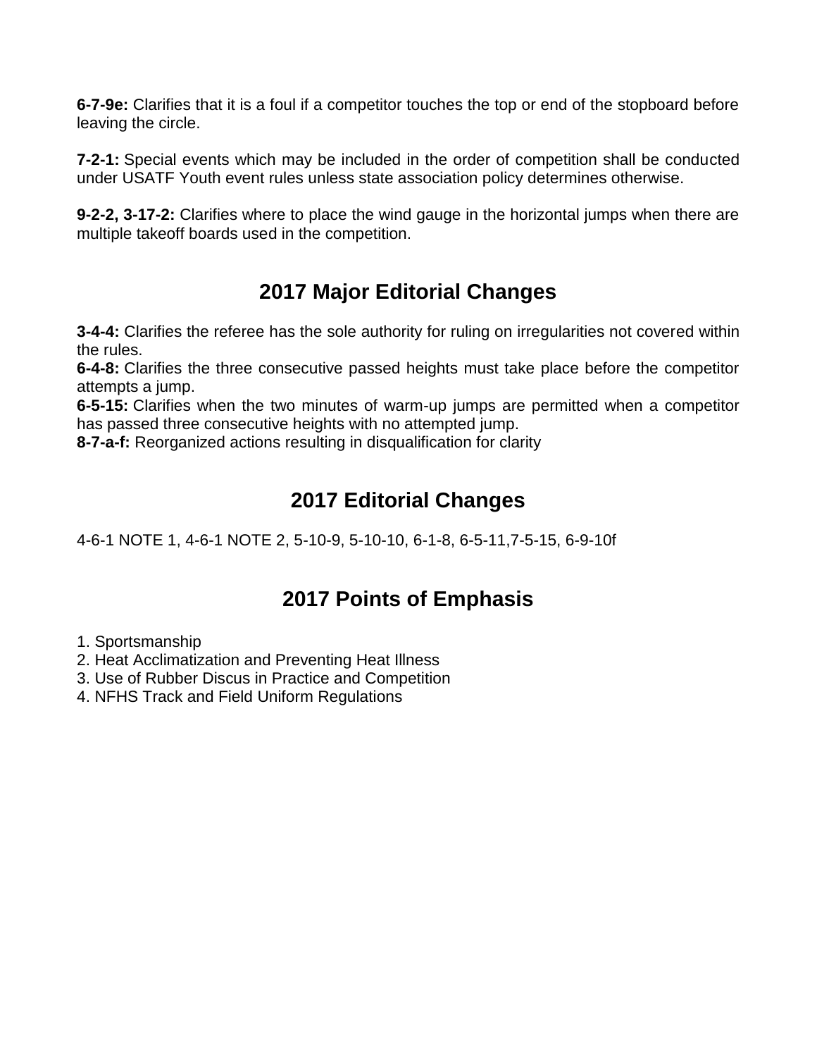**6-7-9e:** Clarifies that it is a foul if a competitor touches the top or end of the stopboard before leaving the circle.

**7-2-1:** Special events which may be included in the order of competition shall be conducted under USATF Youth event rules unless state association policy determines otherwise.

**9-2-2, 3-17-2:** Clarifies where to place the wind gauge in the horizontal jumps when there are multiple takeoff boards used in the competition.

## 2017 Major Editorial Changes

**3-4-4:** Clarifies the referee has the sole authority for ruling on irregularities not covered within the rules.
**6-4-8:** Clarifies the three consecutive passed heights must take place before the competitor attempts a jump.
**6-5-15:** Clarifies when the two minutes of warm-up jumps are permitted when a competitor has passed three consecutive heights with no attempted jump.
**8-7-a-f:** Reorganized actions resulting in disqualification for clarity

## 2017 Editorial Changes

4-6-1 NOTE 1, 4-6-1 NOTE 2, 5-10-9, 5-10-10, 6-1-8, 6-5-11,7-5-15, 6-9-10f

## 2017 Points of Emphasis

1. Sportsmanship
2. Heat Acclimatization and Preventing Heat Illness
3. Use of Rubber Discus in Practice and Competition
4. NFHS Track and Field Uniform Regulations